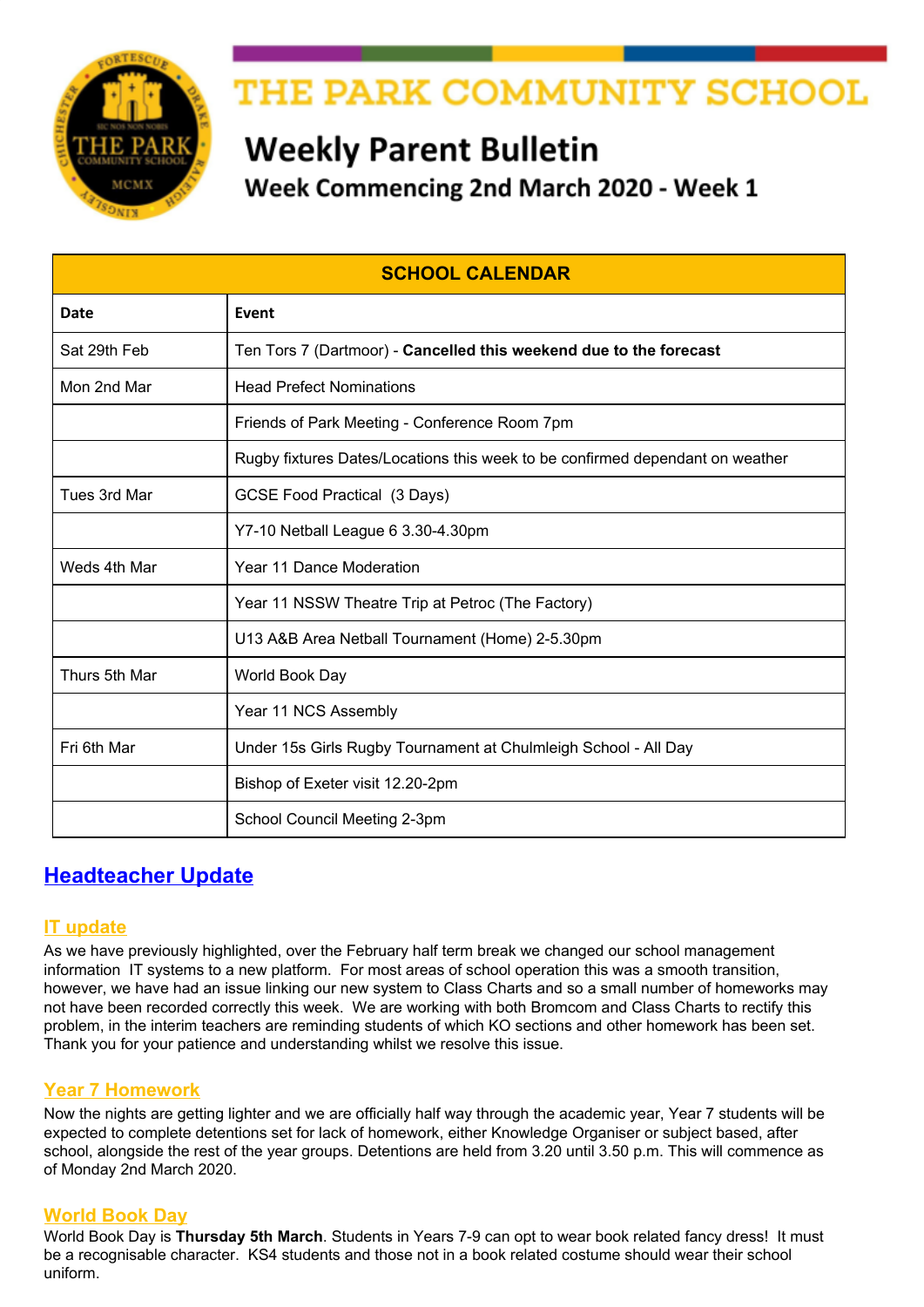# THE PARK COMMUNITY SCHOOL

## Weekly Parent Bulletin

### Week Commencing 2nd March 2020 - Week 1

| SCHOOL CALENDAR | |
|---|---|
| **Date** | **Event** |
| Sat 29th Feb | Ten Tors 7 (Dartmoor) - **Cancelled this weekend due to the forecast** |
| Mon 2nd Mar | Head Prefect Nominations |
| | Friends of Park Meeting - Conference Room 7pm |
| | Rugby fixtures Dates/Locations this week to be confirmed dependant on weather |
| Tues 3rd Mar | GCSE Food Practical (3 Days) |
| | Y7-10 Netball League 6 3.30-4.30pm |
| Weds 4th Mar | Year 11 Dance Moderation |
| | Year 11 NSSW Theatre Trip at Petroc (The Factory) |
| | U13 A&B Area Netball Tournament (Home) 2-5.30pm |
| Thurs 5th Mar | World Book Day |
| | Year 11 NCS Assembly |
| Fri 6th Mar | Under 15s Girls Rugby Tournament at Chulmleigh School - All Day |
| | Bishop of Exeter visit 12.20-2pm |
| | School Council Meeting 2-3pm |

## Headteacher Update

### IT update

As we have previously highlighted, over the February half term break we changed our school management information IT systems to a new platform. For most areas of school operation this was a smooth transition, however, we have had an issue linking our new system to Class Charts and so a small number of homeworks may not have been recorded correctly this week. We are working with both Bromcom and Class Charts to rectify this problem, in the interim teachers are reminding students of which KO sections and other homework has been set. Thank you for your patience and understanding whilst we resolve this issue.

### Year 7 Homework

Now the nights are getting lighter and we are officially half way through the academic year, Year 7 students will be expected to complete detentions set for lack of homework, either Knowledge Organiser or subject based, after school, alongside the rest of the year groups. Detentions are held from 3.20 until 3.50 p.m. This will commence as of Monday 2nd March 2020.

### World Book Day

World Book Day is **Thursday 5th March**. Students in Years 7-9 can opt to wear book related fancy dress! It must be a recognisable character. KS4 students and those not in a book related costume should wear their school uniform.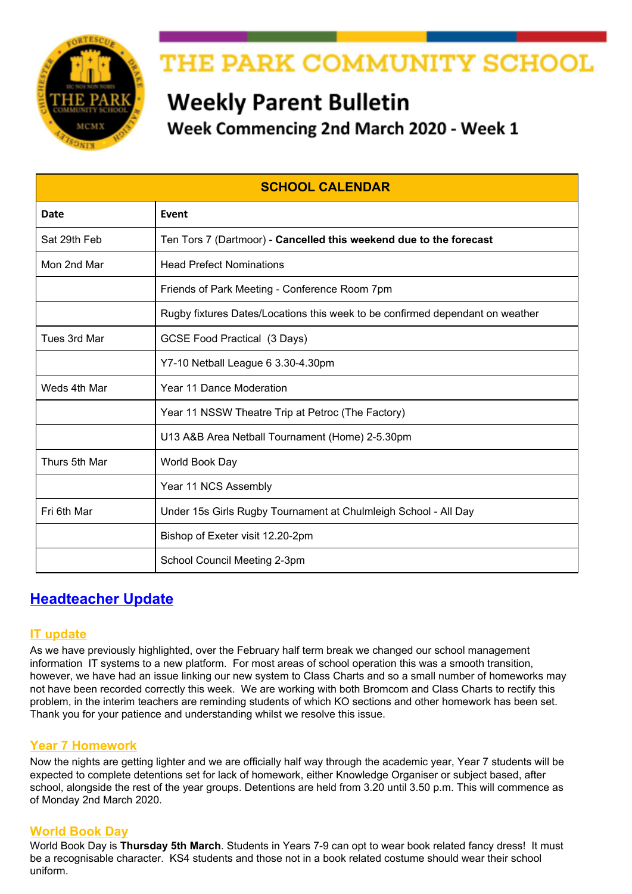# THE PARK COMMUNITY SCHOOL

## Weekly Parent Bulletin

### Week Commencing 2nd March 2020 - Week 1

| SCHOOL CALENDAR | |
|---|---|
| **Date** | **Event** |
| Sat 29th Feb | Ten Tors 7 (Dartmoor) - **Cancelled this weekend due to the forecast** |
| Mon 2nd Mar | Head Prefect Nominations |
| | Friends of Park Meeting - Conference Room 7pm |
| | Rugby fixtures Dates/Locations this week to be confirmed dependant on weather |
| Tues 3rd Mar | GCSE Food Practical (3 Days) |
| | Y7-10 Netball League 6 3.30-4.30pm |
| Weds 4th Mar | Year 11 Dance Moderation |
| | Year 11 NSSW Theatre Trip at Petroc (The Factory) |
| | U13 A&B Area Netball Tournament (Home) 2-5.30pm |
| Thurs 5th Mar | World Book Day |
| | Year 11 NCS Assembly |
| Fri 6th Mar | Under 15s Girls Rugby Tournament at Chulmleigh School - All Day |
| | Bishop of Exeter visit 12.20-2pm |
| | School Council Meeting 2-3pm |

## Headteacher Update

### IT update

As we have previously highlighted, over the February half term break we changed our school management information IT systems to a new platform. For most areas of school operation this was a smooth transition, however, we have had an issue linking our new system to Class Charts and so a small number of homeworks may not have been recorded correctly this week. We are working with both Bromcom and Class Charts to rectify this problem, in the interim teachers are reminding students of which KO sections and other homework has been set. Thank you for your patience and understanding whilst we resolve this issue.

### Year 7 Homework

Now the nights are getting lighter and we are officially half way through the academic year, Year 7 students will be expected to complete detentions set for lack of homework, either Knowledge Organiser or subject based, after school, alongside the rest of the year groups. Detentions are held from 3.20 until 3.50 p.m. This will commence as of Monday 2nd March 2020.

### World Book Day

World Book Day is **Thursday 5th March**. Students in Years 7-9 can opt to wear book related fancy dress! It must be a recognisable character. KS4 students and those not in a book related costume should wear their school uniform.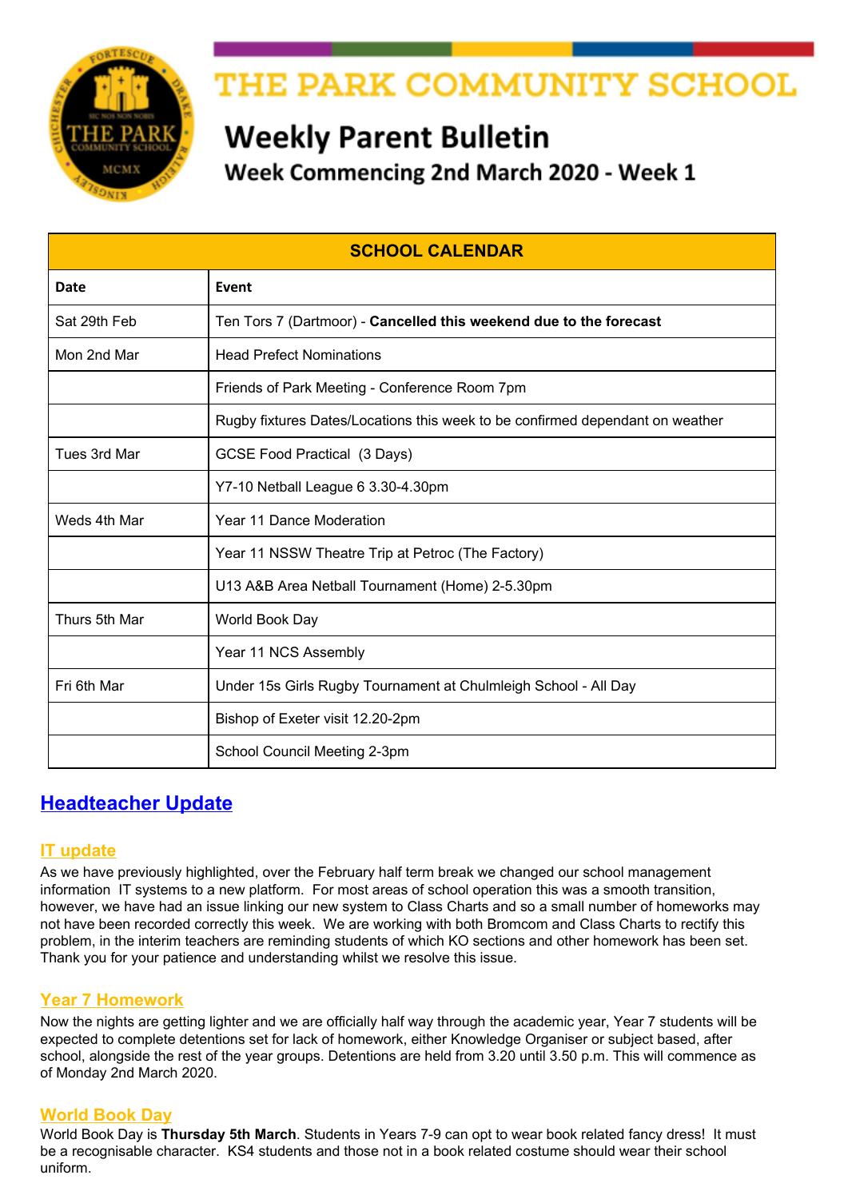# THE PARK COMMUNITY SCHOOL

## Weekly Parent Bulletin

### Week Commencing 2nd March 2020 - Week 1

| SCHOOL CALENDAR | |
|---|---|
| **Date** | **Event** |
| Sat 29th Feb | Ten Tors 7 (Dartmoor) - **Cancelled this weekend due to the forecast** |
| Mon 2nd Mar | Head Prefect Nominations |
| | Friends of Park Meeting - Conference Room 7pm |
| | Rugby fixtures Dates/Locations this week to be confirmed dependant on weather |
| Tues 3rd Mar | GCSE Food Practical (3 Days) |
| | Y7-10 Netball League 6 3.30-4.30pm |
| Weds 4th Mar | Year 11 Dance Moderation |
| | Year 11 NSSW Theatre Trip at Petroc (The Factory) |
| | U13 A&B Area Netball Tournament (Home) 2-5.30pm |
| Thurs 5th Mar | World Book Day |
| | Year 11 NCS Assembly |
| Fri 6th Mar | Under 15s Girls Rugby Tournament at Chulmleigh School - All Day |
| | Bishop of Exeter visit 12.20-2pm |
| | School Council Meeting 2-3pm |

## Headteacher Update

### IT update

As we have previously highlighted, over the February half term break we changed our school management information IT systems to a new platform. For most areas of school operation this was a smooth transition, however, we have had an issue linking our new system to Class Charts and so a small number of homeworks may not have been recorded correctly this week. We are working with both Bromcom and Class Charts to rectify this problem, in the interim teachers are reminding students of which KO sections and other homework has been set. Thank you for your patience and understanding whilst we resolve this issue.

### Year 7 Homework

Now the nights are getting lighter and we are officially half way through the academic year, Year 7 students will be expected to complete detentions set for lack of homework, either Knowledge Organiser or subject based, after school, alongside the rest of the year groups. Detentions are held from 3.20 until 3.50 p.m. This will commence as of Monday 2nd March 2020.

### World Book Day

World Book Day is **Thursday 5th March**. Students in Years 7-9 can opt to wear book related fancy dress! It must be a recognisable character. KS4 students and those not in a book related costume should wear their school uniform.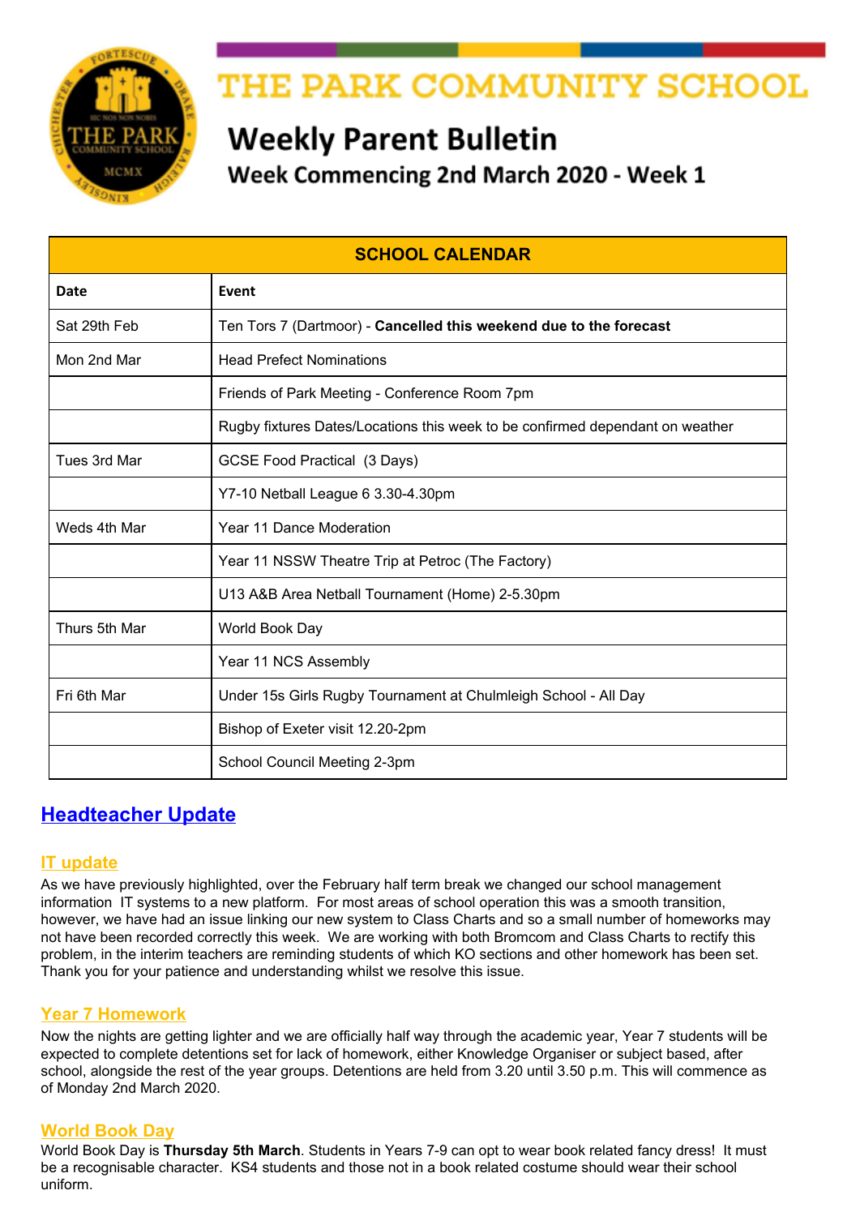# THE PARK COMMUNITY SCHOOL

## Weekly Parent Bulletin

### Week Commencing 2nd March 2020 - Week 1

| SCHOOL CALENDAR | |
|---|---|
| **Date** | **Event** |
| Sat 29th Feb | Ten Tors 7 (Dartmoor) - **Cancelled this weekend due to the forecast** |
| Mon 2nd Mar | Head Prefect Nominations |
| | Friends of Park Meeting - Conference Room 7pm |
| | Rugby fixtures Dates/Locations this week to be confirmed dependant on weather |
| Tues 3rd Mar | GCSE Food Practical (3 Days) |
| | Y7-10 Netball League 6 3.30-4.30pm |
| Weds 4th Mar | Year 11 Dance Moderation |
| | Year 11 NSSW Theatre Trip at Petroc (The Factory) |
| | U13 A&B Area Netball Tournament (Home) 2-5.30pm |
| Thurs 5th Mar | World Book Day |
| | Year 11 NCS Assembly |
| Fri 6th Mar | Under 15s Girls Rugby Tournament at Chulmleigh School - All Day |
| | Bishop of Exeter visit 12.20-2pm |
| | School Council Meeting 2-3pm |

## Headteacher Update

### IT update

As we have previously highlighted, over the February half term break we changed our school management information IT systems to a new platform. For most areas of school operation this was a smooth transition, however, we have had an issue linking our new system to Class Charts and so a small number of homeworks may not have been recorded correctly this week. We are working with both Bromcom and Class Charts to rectify this problem, in the interim teachers are reminding students of which KO sections and other homework has been set. Thank you for your patience and understanding whilst we resolve this issue.

### Year 7 Homework

Now the nights are getting lighter and we are officially half way through the academic year, Year 7 students will be expected to complete detentions set for lack of homework, either Knowledge Organiser or subject based, after school, alongside the rest of the year groups. Detentions are held from 3.20 until 3.50 p.m. This will commence as of Monday 2nd March 2020.

### World Book Day

World Book Day is **Thursday 5th March**. Students in Years 7-9 can opt to wear book related fancy dress! It must be a recognisable character. KS4 students and those not in a book related costume should wear their school uniform.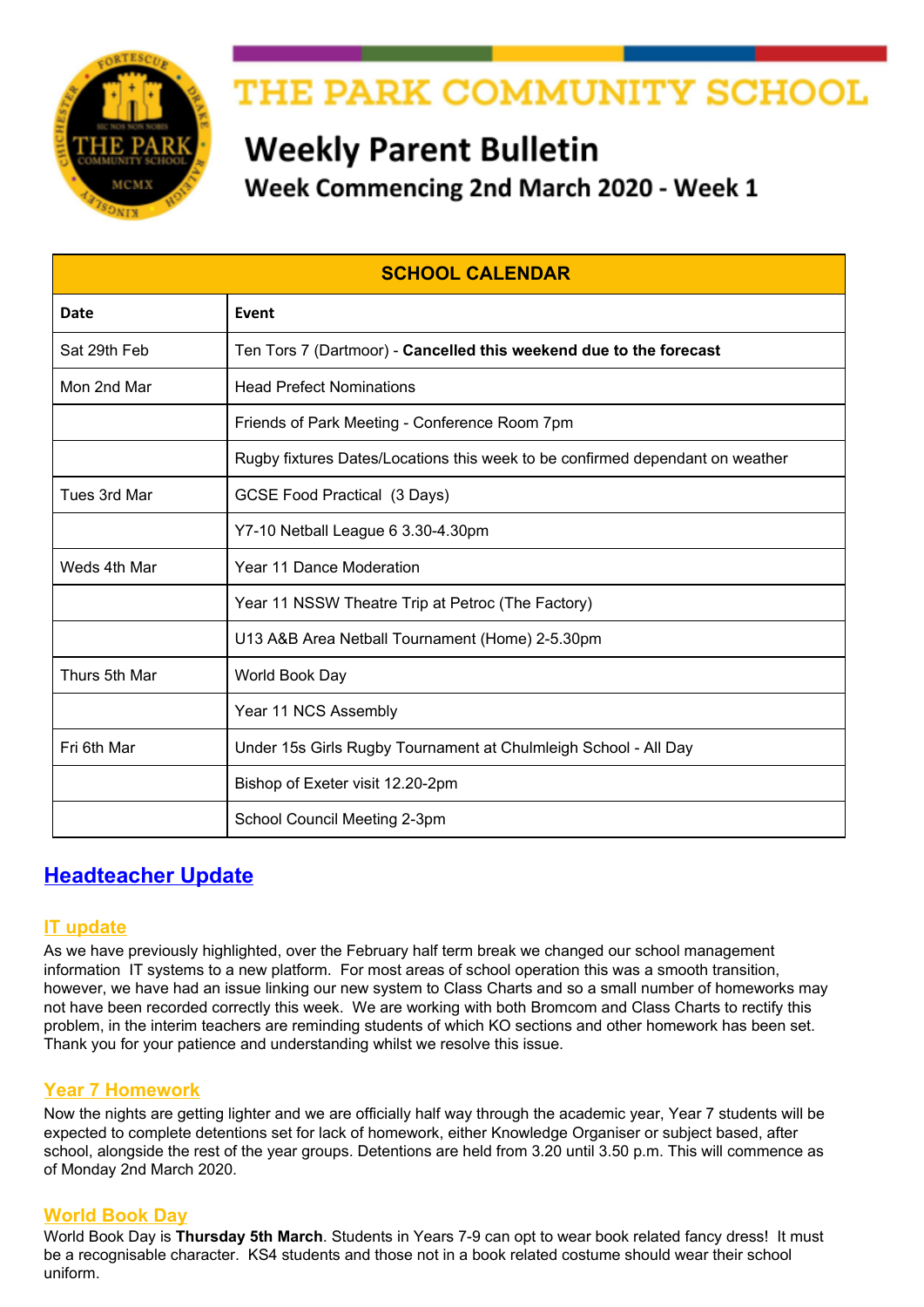# THE PARK COMMUNITY SCHOOL

## Weekly Parent Bulletin

### Week Commencing 2nd March 2020 - Week 1

| SCHOOL CALENDAR | |
|---|---|
| **Date** | **Event** |
| Sat 29th Feb | Ten Tors 7 (Dartmoor) - **Cancelled this weekend due to the forecast** |
| Mon 2nd Mar | Head Prefect Nominations |
| | Friends of Park Meeting - Conference Room 7pm |
| | Rugby fixtures Dates/Locations this week to be confirmed dependant on weather |
| Tues 3rd Mar | GCSE Food Practical (3 Days) |
| | Y7-10 Netball League 6 3.30-4.30pm |
| Weds 4th Mar | Year 11 Dance Moderation |
| | Year 11 NSSW Theatre Trip at Petroc (The Factory) |
| | U13 A&B Area Netball Tournament (Home) 2-5.30pm |
| Thurs 5th Mar | World Book Day |
| | Year 11 NCS Assembly |
| Fri 6th Mar | Under 15s Girls Rugby Tournament at Chulmleigh School - All Day |
| | Bishop of Exeter visit 12.20-2pm |
| | School Council Meeting 2-3pm |

## Headteacher Update

### IT update

As we have previously highlighted, over the February half term break we changed our school management information IT systems to a new platform. For most areas of school operation this was a smooth transition, however, we have had an issue linking our new system to Class Charts and so a small number of homeworks may not have been recorded correctly this week. We are working with both Bromcom and Class Charts to rectify this problem, in the interim teachers are reminding students of which KO sections and other homework has been set. Thank you for your patience and understanding whilst we resolve this issue.

### Year 7 Homework

Now the nights are getting lighter and we are officially half way through the academic year, Year 7 students will be expected to complete detentions set for lack of homework, either Knowledge Organiser or subject based, after school, alongside the rest of the year groups. Detentions are held from 3.20 until 3.50 p.m. This will commence as of Monday 2nd March 2020.

### World Book Day

World Book Day is **Thursday 5th March**. Students in Years 7-9 can opt to wear book related fancy dress! It must be a recognisable character. KS4 students and those not in a book related costume should wear their school uniform.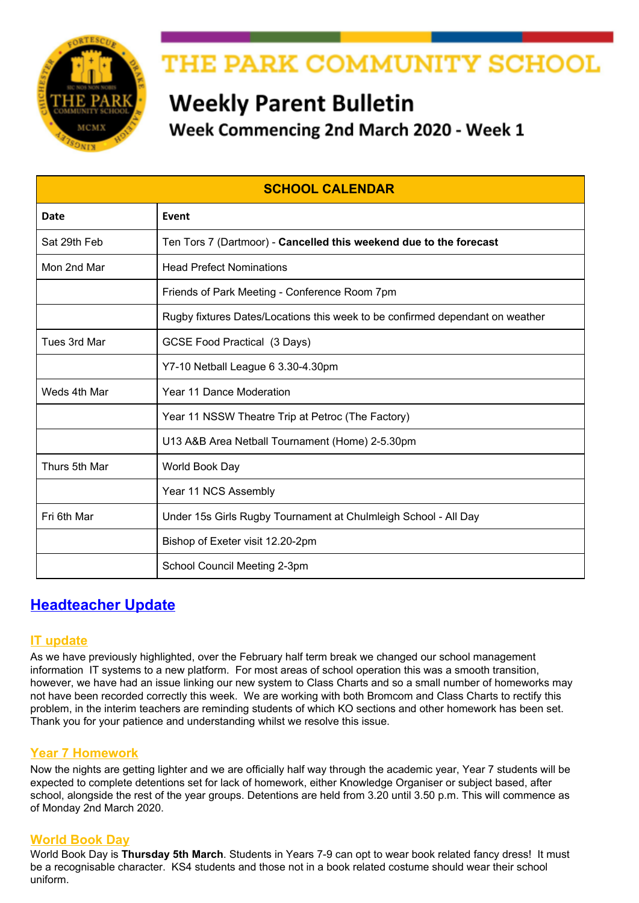# THE PARK COMMUNITY SCHOOL

## Weekly Parent Bulletin

### Week Commencing 2nd March 2020 - Week 1

| SCHOOL CALENDAR | |
|---|---|
| **Date** | **Event** |
| Sat 29th Feb | Ten Tors 7 (Dartmoor) - **Cancelled this weekend due to the forecast** |
| Mon 2nd Mar | Head Prefect Nominations |
| | Friends of Park Meeting - Conference Room 7pm |
| | Rugby fixtures Dates/Locations this week to be confirmed dependant on weather |
| Tues 3rd Mar | GCSE Food Practical (3 Days) |
| | Y7-10 Netball League 6 3.30-4.30pm |
| Weds 4th Mar | Year 11 Dance Moderation |
| | Year 11 NSSW Theatre Trip at Petroc (The Factory) |
| | U13 A&B Area Netball Tournament (Home) 2-5.30pm |
| Thurs 5th Mar | World Book Day |
| | Year 11 NCS Assembly |
| Fri 6th Mar | Under 15s Girls Rugby Tournament at Chulmleigh School - All Day |
| | Bishop of Exeter visit 12.20-2pm |
| | School Council Meeting 2-3pm |

## Headteacher Update

### IT update

As we have previously highlighted, over the February half term break we changed our school management information IT systems to a new platform. For most areas of school operation this was a smooth transition, however, we have had an issue linking our new system to Class Charts and so a small number of homeworks may not have been recorded correctly this week. We are working with both Bromcom and Class Charts to rectify this problem, in the interim teachers are reminding students of which KO sections and other homework has been set. Thank you for your patience and understanding whilst we resolve this issue.

### Year 7 Homework

Now the nights are getting lighter and we are officially half way through the academic year, Year 7 students will be expected to complete detentions set for lack of homework, either Knowledge Organiser or subject based, after school, alongside the rest of the year groups. Detentions are held from 3.20 until 3.50 p.m. This will commence as of Monday 2nd March 2020.

### World Book Day

World Book Day is **Thursday 5th March**. Students in Years 7-9 can opt to wear book related fancy dress! It must be a recognisable character. KS4 students and those not in a book related costume should wear their school uniform.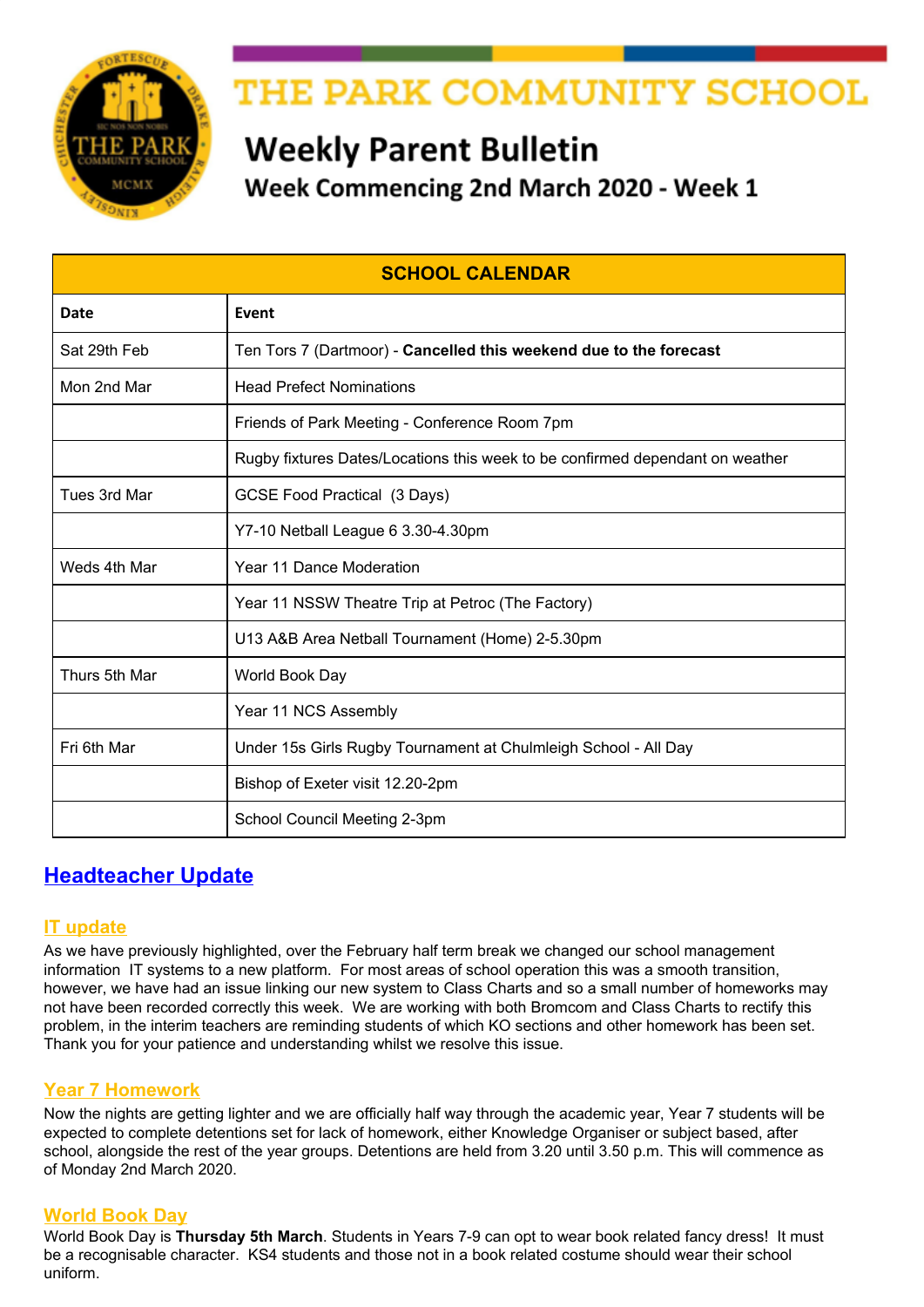# THE PARK COMMUNITY SCHOOL

## Weekly Parent Bulletin

### Week Commencing 2nd March 2020 - Week 1

| SCHOOL CALENDAR | |
|---|---|
| **Date** | **Event** |
| Sat 29th Feb | Ten Tors 7 (Dartmoor) - **Cancelled this weekend due to the forecast** |
| Mon 2nd Mar | Head Prefect Nominations |
| | Friends of Park Meeting - Conference Room 7pm |
| | Rugby fixtures Dates/Locations this week to be confirmed dependant on weather |
| Tues 3rd Mar | GCSE Food Practical (3 Days) |
| | Y7-10 Netball League 6 3.30-4.30pm |
| Weds 4th Mar | Year 11 Dance Moderation |
| | Year 11 NSSW Theatre Trip at Petroc (The Factory) |
| | U13 A&B Area Netball Tournament (Home) 2-5.30pm |
| Thurs 5th Mar | World Book Day |
| | Year 11 NCS Assembly |
| Fri 6th Mar | Under 15s Girls Rugby Tournament at Chulmleigh School - All Day |
| | Bishop of Exeter visit 12.20-2pm |
| | School Council Meeting 2-3pm |

## Headteacher Update

### IT update

As we have previously highlighted, over the February half term break we changed our school management information IT systems to a new platform. For most areas of school operation this was a smooth transition, however, we have had an issue linking our new system to Class Charts and so a small number of homeworks may not have been recorded correctly this week. We are working with both Bromcom and Class Charts to rectify this problem, in the interim teachers are reminding students of which KO sections and other homework has been set. Thank you for your patience and understanding whilst we resolve this issue.

### Year 7 Homework

Now the nights are getting lighter and we are officially half way through the academic year, Year 7 students will be expected to complete detentions set for lack of homework, either Knowledge Organiser or subject based, after school, alongside the rest of the year groups. Detentions are held from 3.20 until 3.50 p.m. This will commence as of Monday 2nd March 2020.

### World Book Day

World Book Day is **Thursday 5th March**. Students in Years 7-9 can opt to wear book related fancy dress! It must be a recognisable character. KS4 students and those not in a book related costume should wear their school uniform.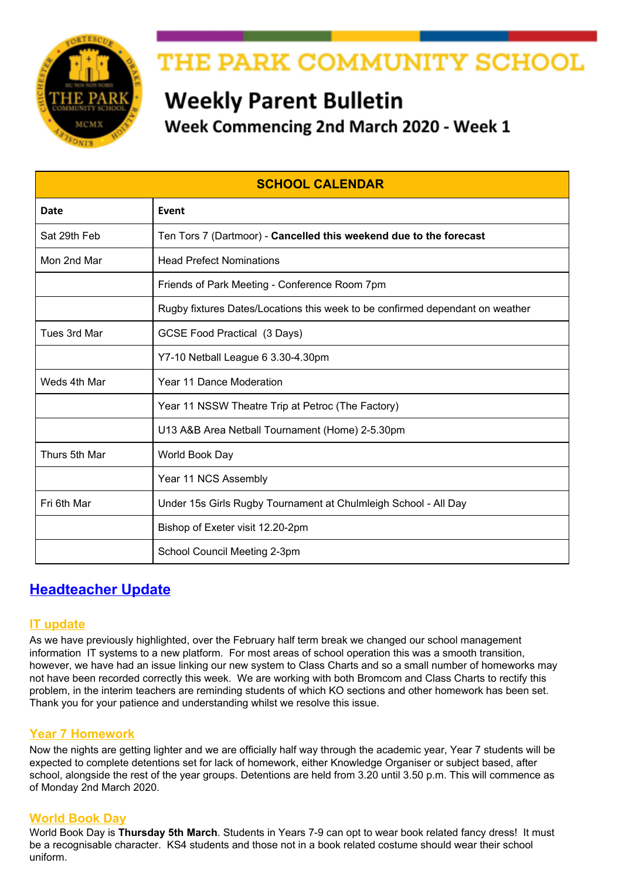# THE PARK COMMUNITY SCHOOL

## Weekly Parent Bulletin

### Week Commencing 2nd March 2020 - Week 1

| SCHOOL CALENDAR | |
|---|---|
| **Date** | **Event** |
| Sat 29th Feb | Ten Tors 7 (Dartmoor) - **Cancelled this weekend due to the forecast** |
| Mon 2nd Mar | Head Prefect Nominations |
| | Friends of Park Meeting - Conference Room 7pm |
| | Rugby fixtures Dates/Locations this week to be confirmed dependant on weather |
| Tues 3rd Mar | GCSE Food Practical (3 Days) |
| | Y7-10 Netball League 6 3.30-4.30pm |
| Weds 4th Mar | Year 11 Dance Moderation |
| | Year 11 NSSW Theatre Trip at Petroc (The Factory) |
| | U13 A&B Area Netball Tournament (Home) 2-5.30pm |
| Thurs 5th Mar | World Book Day |
| | Year 11 NCS Assembly |
| Fri 6th Mar | Under 15s Girls Rugby Tournament at Chulmleigh School - All Day |
| | Bishop of Exeter visit 12.20-2pm |
| | School Council Meeting 2-3pm |

## Headteacher Update

### IT update

As we have previously highlighted, over the February half term break we changed our school management information IT systems to a new platform. For most areas of school operation this was a smooth transition, however, we have had an issue linking our new system to Class Charts and so a small number of homeworks may not have been recorded correctly this week. We are working with both Bromcom and Class Charts to rectify this problem, in the interim teachers are reminding students of which KO sections and other homework has been set. Thank you for your patience and understanding whilst we resolve this issue.

### Year 7 Homework

Now the nights are getting lighter and we are officially half way through the academic year, Year 7 students will be expected to complete detentions set for lack of homework, either Knowledge Organiser or subject based, after school, alongside the rest of the year groups. Detentions are held from 3.20 until 3.50 p.m. This will commence as of Monday 2nd March 2020.

### World Book Day

World Book Day is **Thursday 5th March**. Students in Years 7-9 can opt to wear book related fancy dress! It must be a recognisable character. KS4 students and those not in a book related costume should wear their school uniform.